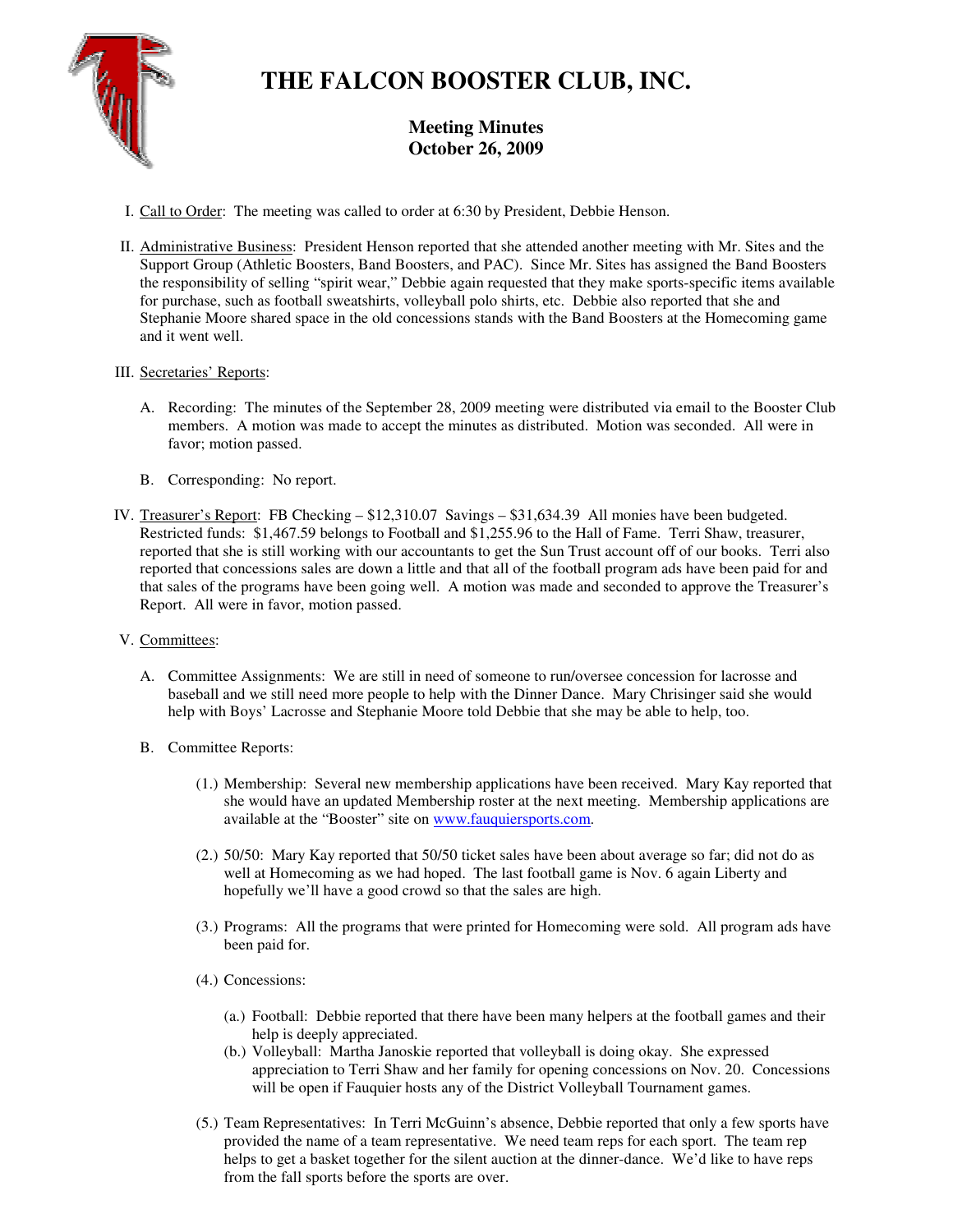# THE FALCON BOOSTER CLUB, INC.

## Meeting Minutes
## October 26, 2009

I. Call to Order: The meeting was called to order at 6:30 by President, Debbie Henson.

II. Administrative Business: President Henson reported that she attended another meeting with Mr. Sites and the Support Group (Athletic Boosters, Band Boosters, and PAC). Since Mr. Sites has assigned the Band Boosters the responsibility of selling "spirit wear," Debbie again requested that they make sports-specific items available for purchase, such as football sweatshirts, volleyball polo shirts, etc. Debbie also reported that she and Stephanie Moore shared space in the old concessions stands with the Band Boosters at the Homecoming game and it went well.

III. Secretaries' Reports:

   A. Recording: The minutes of the September 28, 2009 meeting were distributed via email to the Booster Club members. A motion was made to accept the minutes as distributed. Motion was seconded. All were in favor; motion passed.

   B. Corresponding: No report.

IV. Treasurer's Report: FB Checking – $12,310.07 Savings – $31,634.39 All monies have been budgeted. Restricted funds: $1,467.59 belongs to Football and $1,255.96 to the Hall of Fame. Terri Shaw, treasurer, reported that she is still working with our accountants to get the Sun Trust account off of our books. Terri also reported that concessions sales are down a little and that all of the football program ads have been paid for and that sales of the programs have been going well. A motion was made and seconded to approve the Treasurer's Report. All were in favor, motion passed.

V. Committees:

   A. Committee Assignments: We are still in need of someone to run/oversee concession for lacrosse and baseball and we still need more people to help with the Dinner Dance. Mary Chrisinger said she would help with Boys' Lacrosse and Stephanie Moore told Debbie that she may be able to help, too.

   B. Committee Reports:

      (1.) Membership: Several new membership applications have been received. Mary Kay reported that she would have an updated Membership roster at the next meeting. Membership applications are available at the "Booster" site on www.fauquiersports.com.

      (2.) 50/50: Mary Kay reported that 50/50 ticket sales have been about average so far; did not do as well at Homecoming as we had hoped. The last football game is Nov. 6 again Liberty and hopefully we'll have a good crowd so that the sales are high.

      (3.) Programs: All the programs that were printed for Homecoming were sold. All program ads have been paid for.

      (4.) Concessions:

         (a.) Football: Debbie reported that there have been many helpers at the football games and their help is deeply appreciated.
         (b.) Volleyball: Martha Janoskie reported that volleyball is doing okay. She expressed appreciation to Terri Shaw and her family for opening concessions on Nov. 20. Concessions will be open if Fauquier hosts any of the District Volleyball Tournament games.

      (5.) Team Representatives: In Terri McGuinn's absence, Debbie reported that only a few sports have provided the name of a team representative. We need team reps for each sport. The team rep helps to get a basket together for the silent auction at the dinner-dance. We'd like to have reps from the fall sports before the sports are over.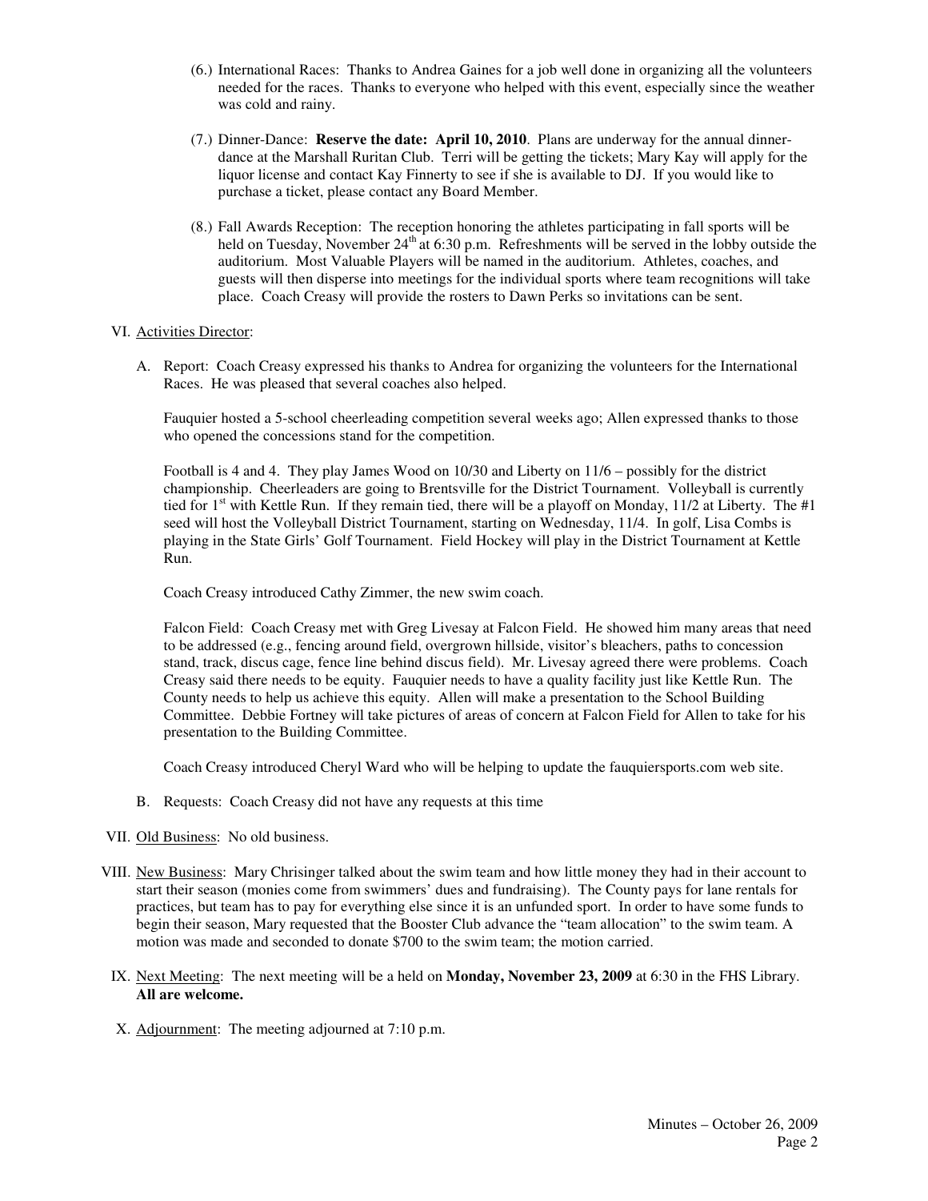(6.) International Races: Thanks to Andrea Gaines for a job well done in organizing all the volunteers needed for the races. Thanks to everyone who helped with this event, especially since the weather was cold and rainy.

(7.) Dinner-Dance: **Reserve the date: April 10, 2010**. Plans are underway for the annual dinner-dance at the Marshall Ruritan Club. Terri will be getting the tickets; Mary Kay will apply for the liquor license and contact Kay Finnerty to see if she is available to DJ. If you would like to purchase a ticket, please contact any Board Member.

(8.) Fall Awards Reception: The reception honoring the athletes participating in fall sports will be held on Tuesday, November 24th at 6:30 p.m. Refreshments will be served in the lobby outside the auditorium. Most Valuable Players will be named in the auditorium. Athletes, coaches, and guests will then disperse into meetings for the individual sports where team recognitions will take place. Coach Creasy will provide the rosters to Dawn Perks so invitations can be sent.

VI. Activities Director:

A. Report: Coach Creasy expressed his thanks to Andrea for organizing the volunteers for the International Races. He was pleased that several coaches also helped.

Fauquier hosted a 5-school cheerleading competition several weeks ago; Allen expressed thanks to those who opened the concessions stand for the competition.

Football is 4 and 4. They play James Wood on 10/30 and Liberty on 11/6 – possibly for the district championship. Cheerleaders are going to Brentsville for the District Tournament. Volleyball is currently tied for 1st with Kettle Run. If they remain tied, there will be a playoff on Monday, 11/2 at Liberty. The #1 seed will host the Volleyball District Tournament, starting on Wednesday, 11/4. In golf, Lisa Combs is playing in the State Girls' Golf Tournament. Field Hockey will play in the District Tournament at Kettle Run.

Coach Creasy introduced Cathy Zimmer, the new swim coach.

Falcon Field: Coach Creasy met with Greg Livesay at Falcon Field. He showed him many areas that need to be addressed (e.g., fencing around field, overgrown hillside, visitor's bleachers, paths to concession stand, track, discus cage, fence line behind discus field). Mr. Livesay agreed there were problems. Coach Creasy said there needs to be equity. Fauquier needs to have a quality facility just like Kettle Run. The County needs to help us achieve this equity. Allen will make a presentation to the School Building Committee. Debbie Fortney will take pictures of areas of concern at Falcon Field for Allen to take for his presentation to the Building Committee.

Coach Creasy introduced Cheryl Ward who will be helping to update the fauquiersports.com web site.

B. Requests: Coach Creasy did not have any requests at this time

VII. Old Business: No old business.

VIII. New Business: Mary Chrisinger talked about the swim team and how little money they had in their account to start their season (monies come from swimmers' dues and fundraising). The County pays for lane rentals for practices, but team has to pay for everything else since it is an unfunded sport. In order to have some funds to begin their season, Mary requested that the Booster Club advance the "team allocation" to the swim team. A motion was made and seconded to donate $700 to the swim team; the motion carried.

IX. Next Meeting: The next meeting will be a held on **Monday, November 23, 2009** at 6:30 in the FHS Library. **All are welcome.**

X. Adjournment: The meeting adjourned at 7:10 p.m.